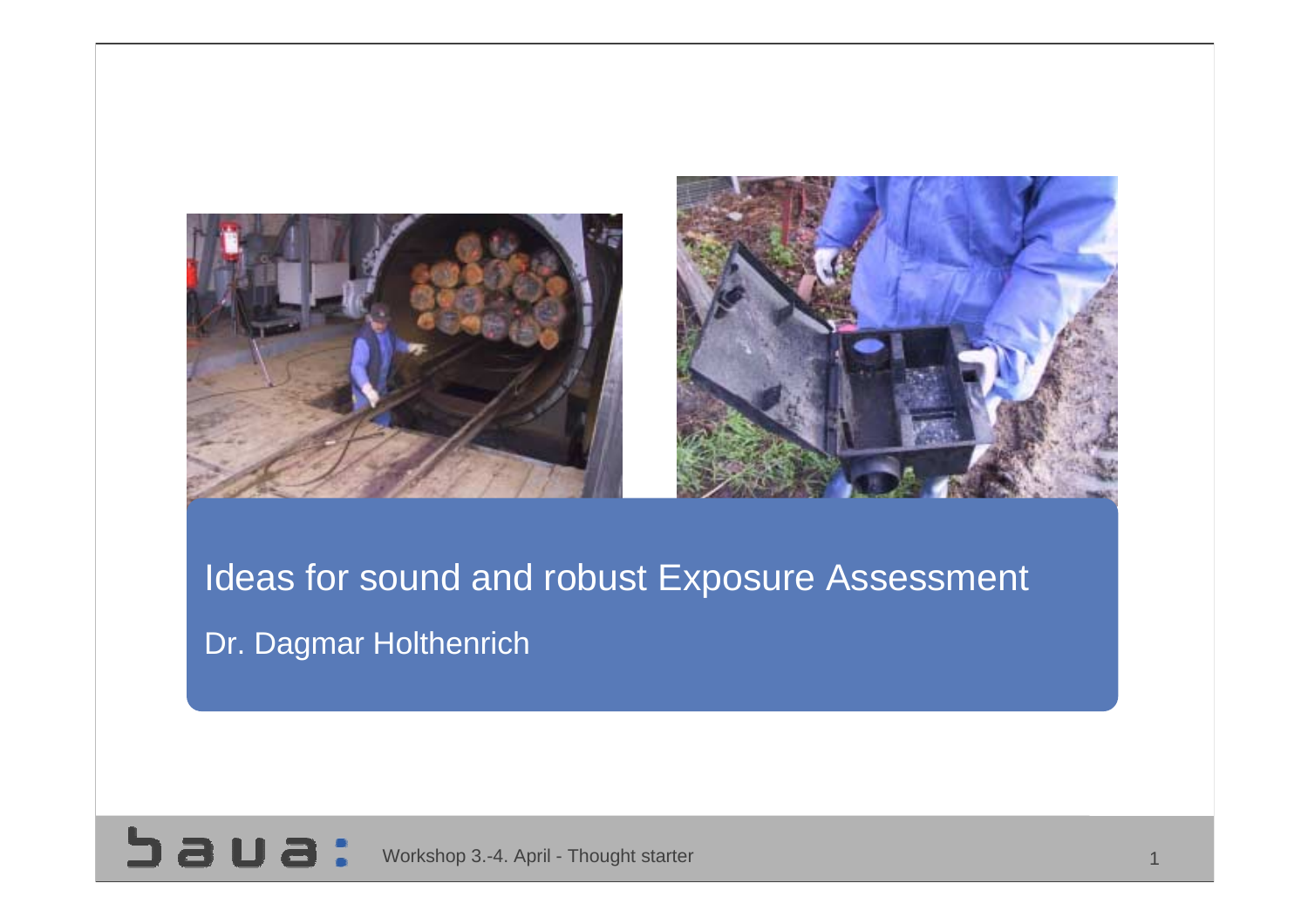# Ideas for sound and robust Exposure Assessment

Dr. Dagmar Holthenrich

Workshop 3.-4. April - Thought starter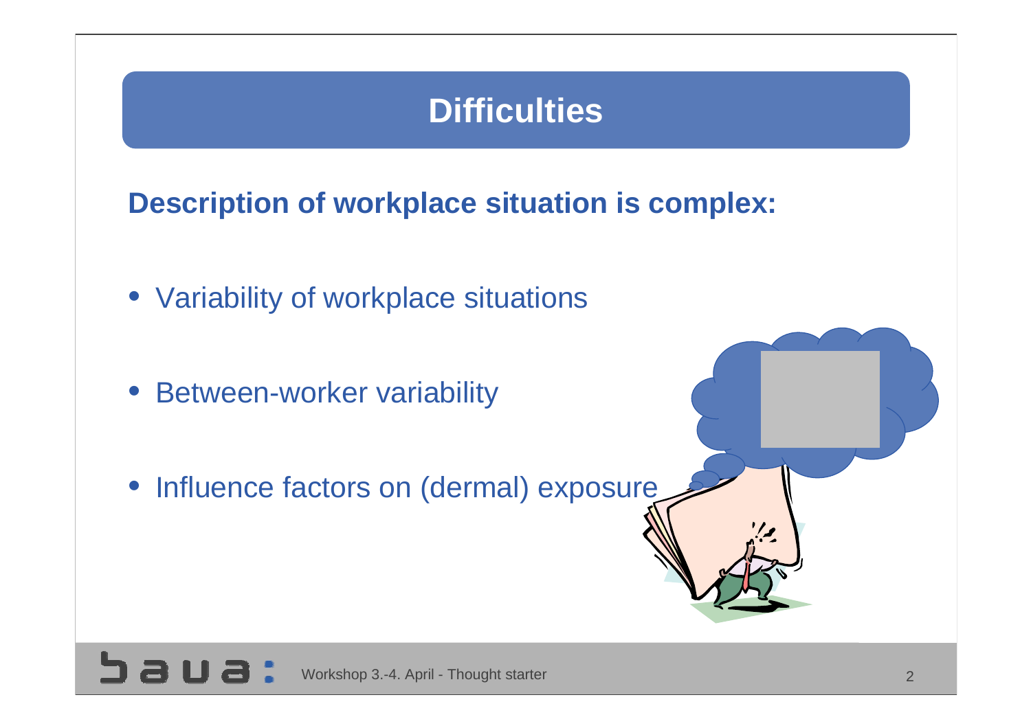# Difficulties

**Description of workplace situation is complex:**

- Variability of workplace situations
- Between-worker variability
- Influence factors on (dermal) exposure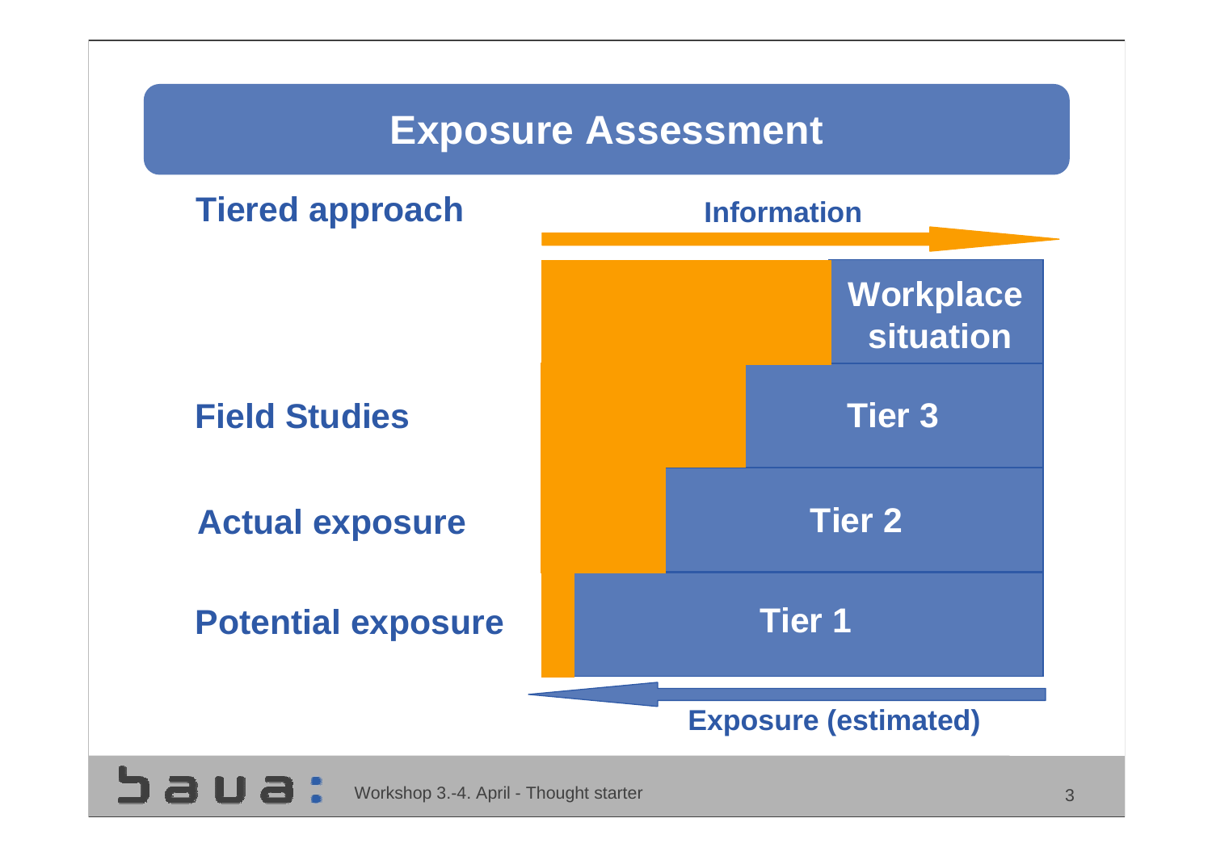# Exposure Assessment

**Tiered approach**

**Information** →

| | |
|---|---|
| | **Workplace situation** |
| **Field Studies** | **Tier 3** |
| **Actual exposure** | **Tier 2** |
| **Potential exposure** | **Tier 1** |

← **Exposure (estimated)**

Workshop 3.-4. April - Thought starter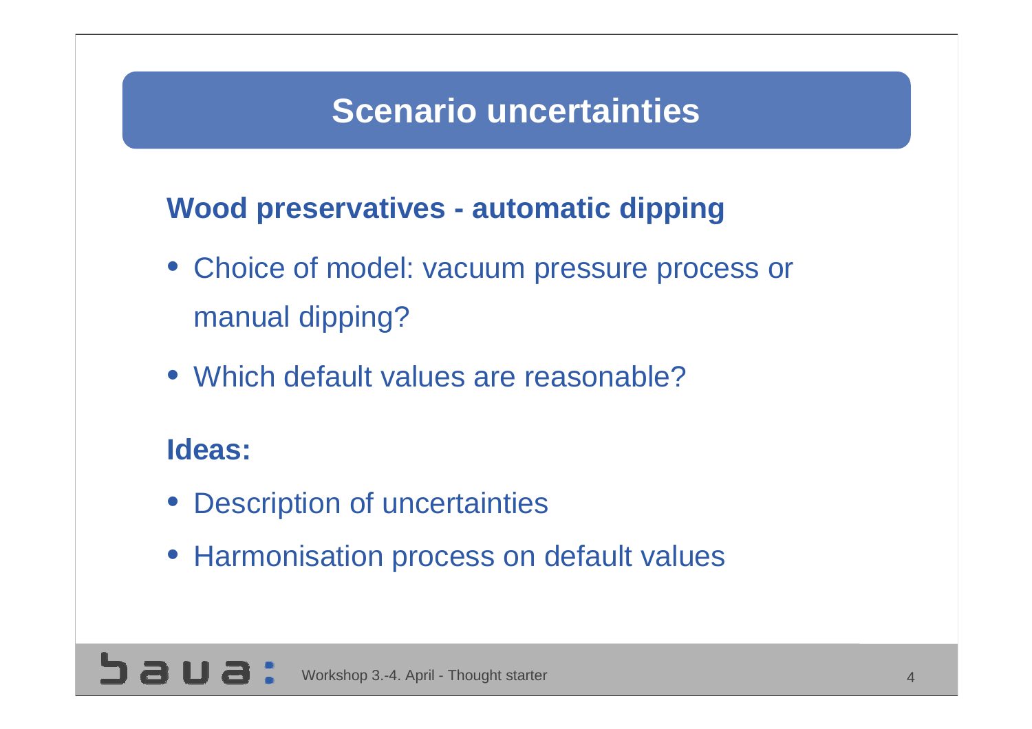# Scenario uncertainties

## Wood preservatives - automatic dipping

- Choice of model: vacuum pressure process or manual dipping?
- Which default values are reasonable?

## Ideas:

- Description of uncertainties
- Harmonisation process on default values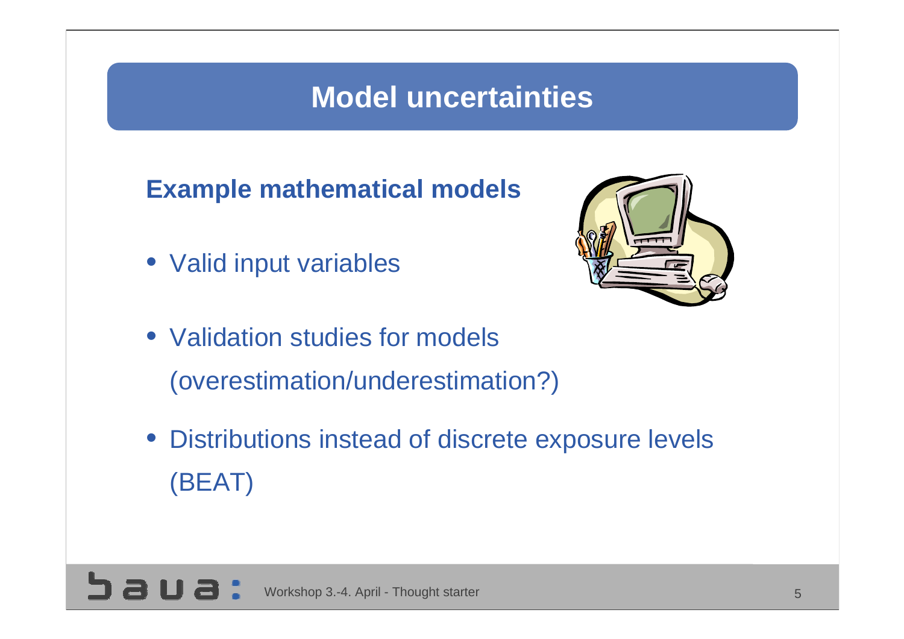# Model uncertainties

## Example mathematical models

- Valid input variables
- Validation studies for models (overestimation/underestimation?)
- Distributions instead of discrete exposure levels (BEAT)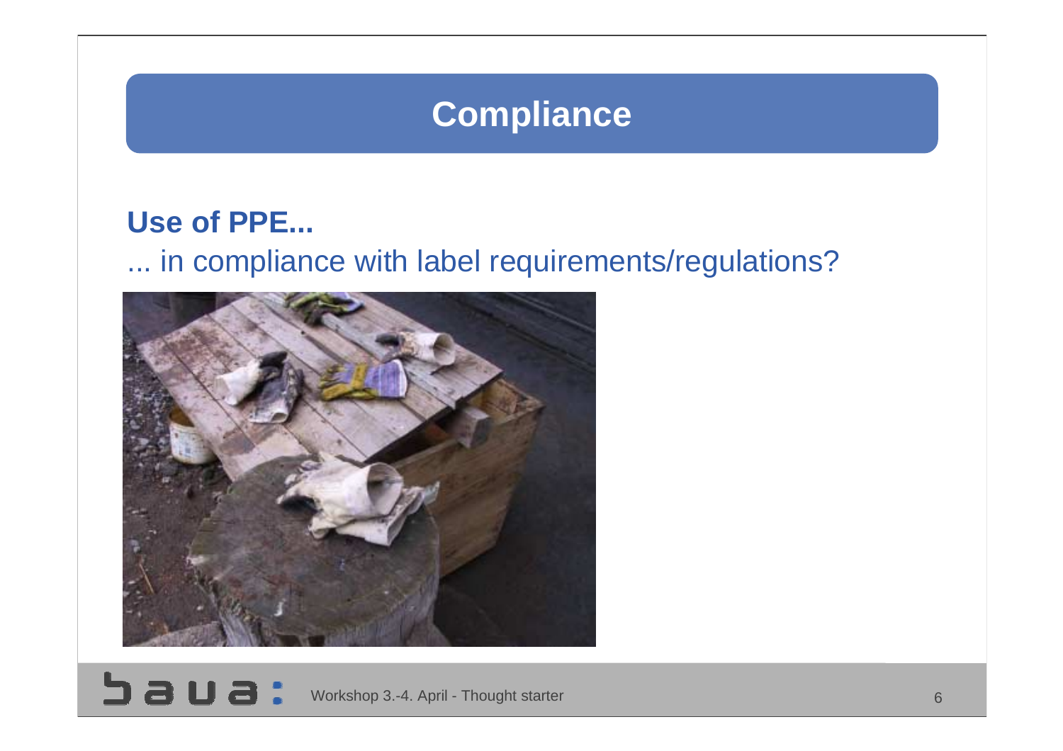# Compliance

**Use of PPE...**

... in compliance with label requirements/regulations?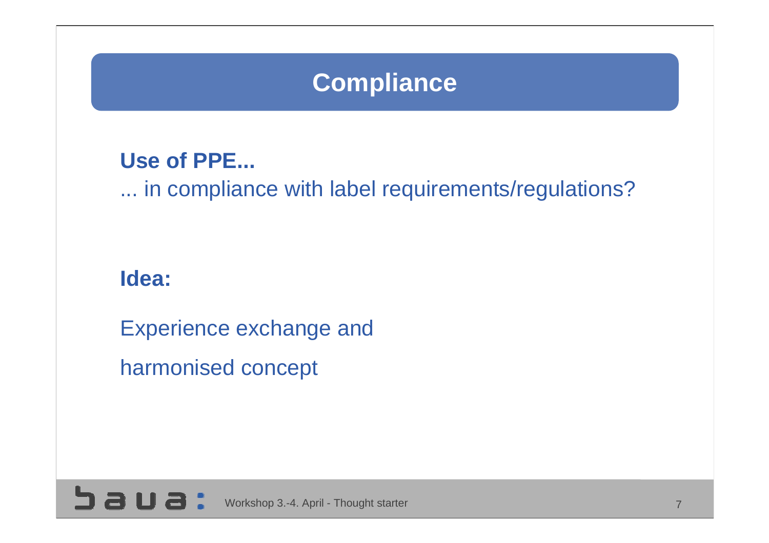# Compliance

**Use of PPE...**

... in compliance with label requirements/regulations?

**Idea:**

Experience exchange and

harmonised concept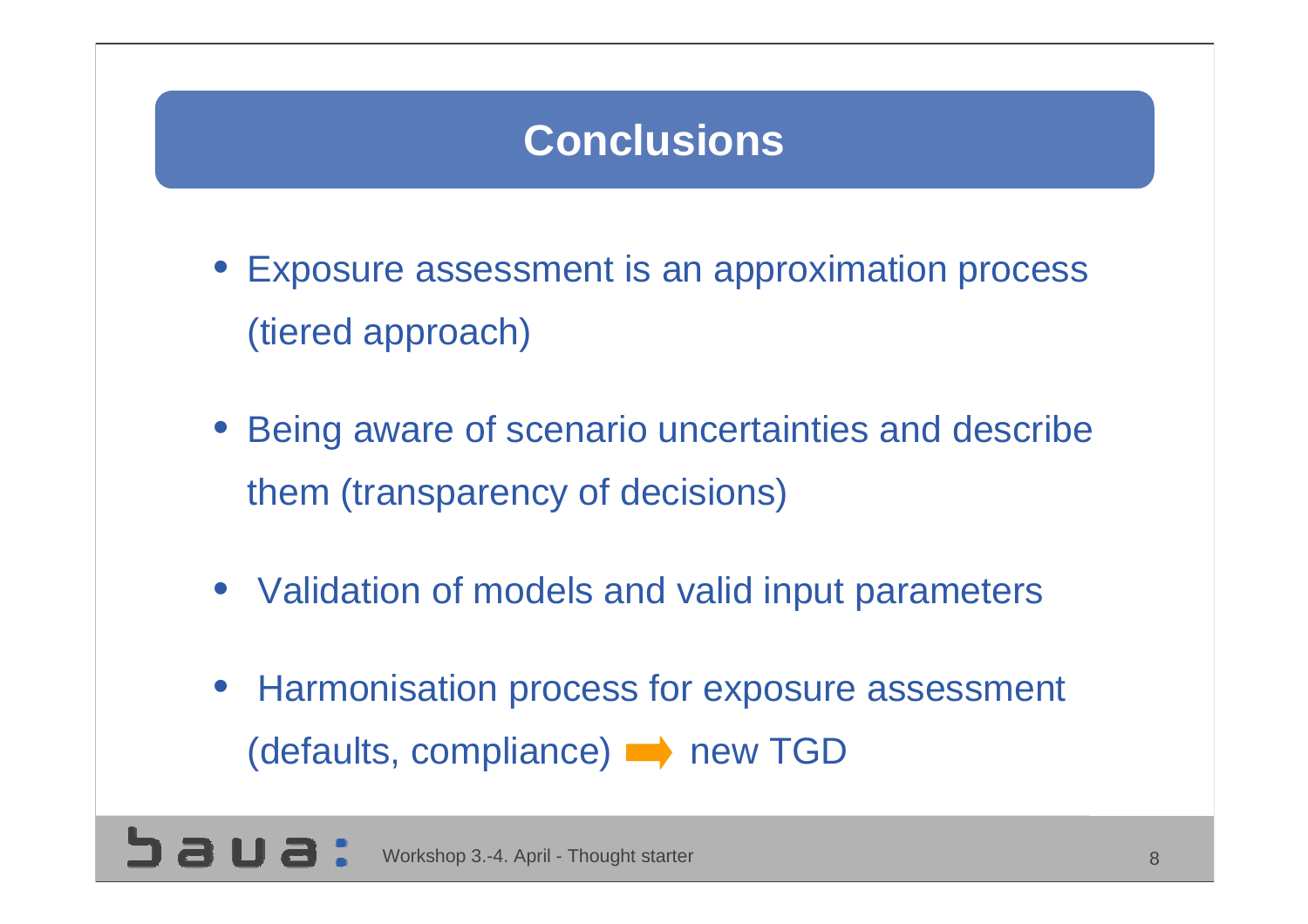# Conclusions

- Exposure assessment is an approximation process (tiered approach)
- Being aware of scenario uncertainties and describe them (transparency of decisions)
- Validation of models and valid input parameters
- Harmonisation process for exposure assessment (defaults, compliance) ➡ new TGD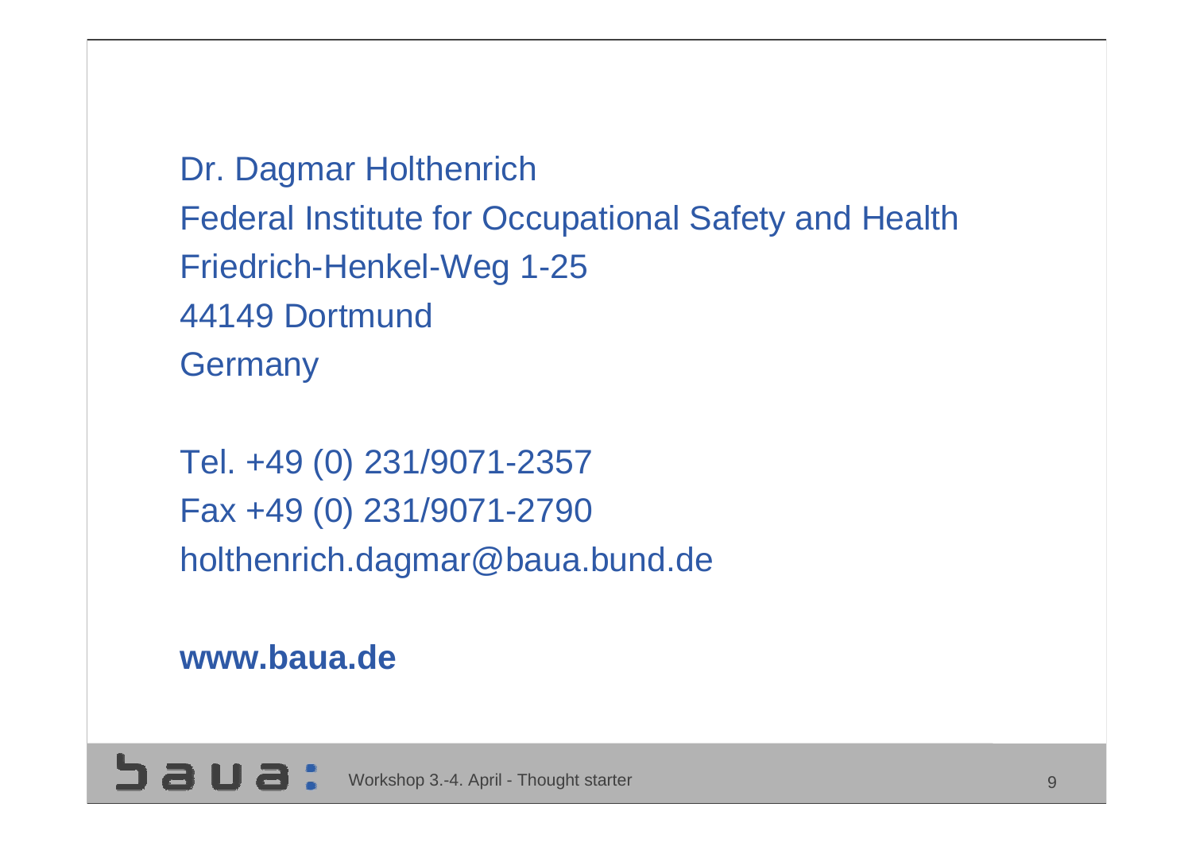Dr. Dagmar Holthenrich
Federal Institute for Occupational Safety and Health
Friedrich-Henkel-Weg 1-25
44149 Dortmund
Germany

Tel. +49 (0) 231/9071-2357
Fax +49 (0) 231/9071-2790
holthenrich.dagmar@baua.bund.de

**www.baua.de**